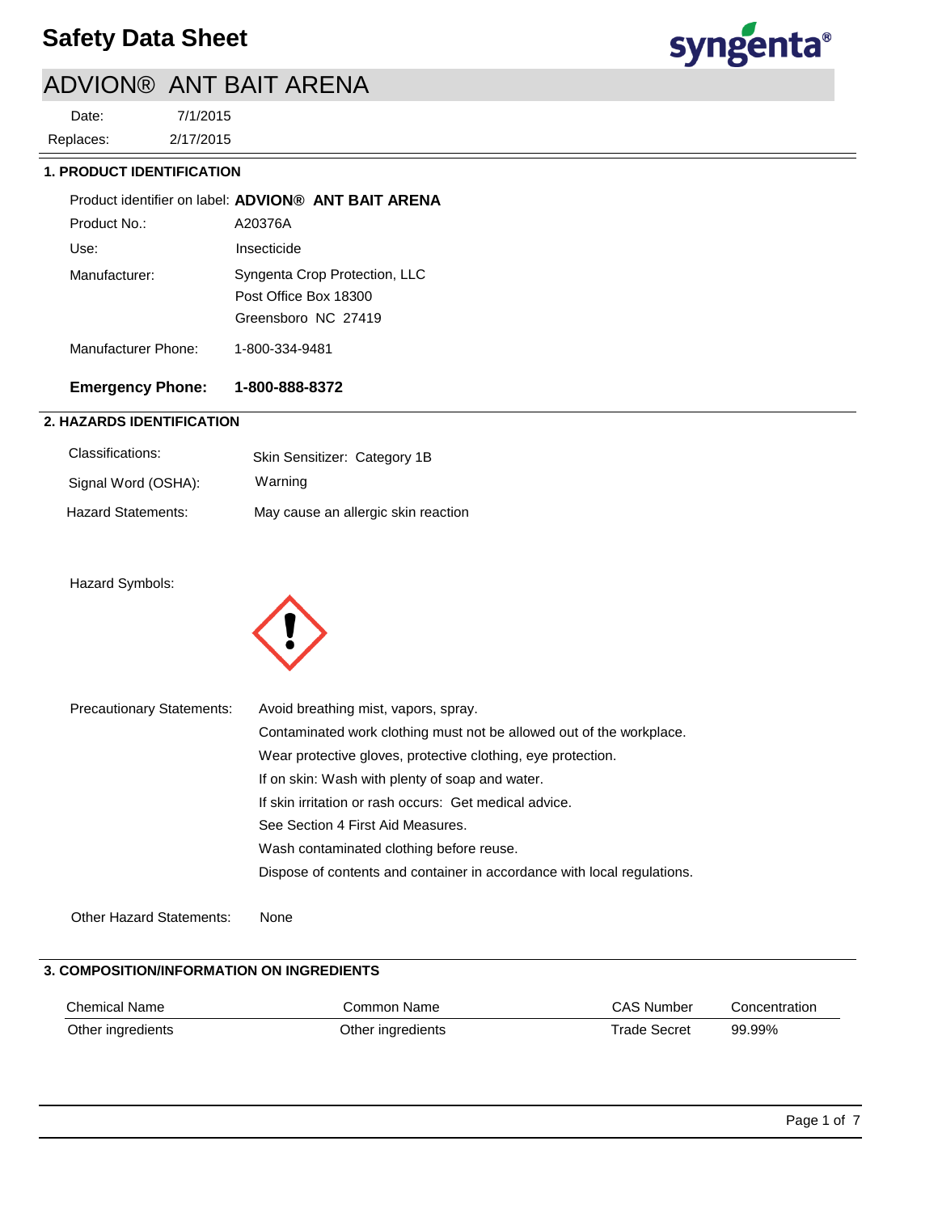# Safety Data Sheet

## ADVION® ANT BAIT ARENA

Date: 7/1/2015
Replaces: 2/17/2015

### 1. PRODUCT IDENTIFICATION

Product identifier on label: **ADVION® ANT BAIT ARENA**

Product No.: A20376A

Use: Insecticide

Manufacturer: Syngenta Crop Protection, LLC
Post Office Box 18300
Greensboro NC 27419

Manufacturer Phone: 1-800-334-9481

**Emergency Phone: 1-800-888-8372**

### 2. HAZARDS IDENTIFICATION

Classifications: Skin Sensitizer: Category 1B

Signal Word (OSHA): Warning

Hazard Statements: May cause an allergic skin reaction

Hazard Symbols:

Precautionary Statements:
Avoid breathing mist, vapors, spray.
Contaminated work clothing must not be allowed out of the workplace.
Wear protective gloves, protective clothing, eye protection.
If on skin: Wash with plenty of soap and water.
If skin irritation or rash occurs: Get medical advice.
See Section 4 First Aid Measures.
Wash contaminated clothing before reuse.
Dispose of contents and container in accordance with local regulations.

Other Hazard Statements: None

### 3. COMPOSITION/INFORMATION ON INGREDIENTS

| Chemical Name | Common Name | CAS Number | Concentration |
|---|---|---|---|
| Other ingredients | Other ingredients | Trade Secret | 99.99% |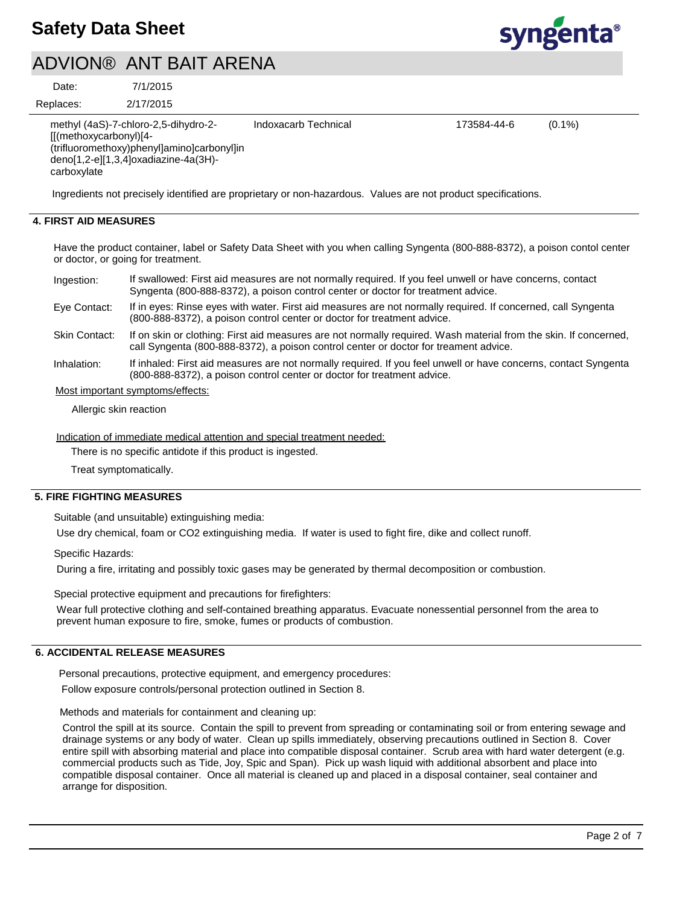| | | | |
|---|---|---|---|
| methyl (4aS)-7-chloro-2,5-dihydro-2-[[(methoxycarbonyl)[4-(trifluoromethoxy)phenyl]amino]carbonyl]indeno[1,2-e][1,3,4]oxadiazine-4a(3H)-carboxylate | Indoxacarb Technical | 173584-44-6 | (0.1%) |

Ingredients not precisely identified are proprietary or non-hazardous. Values are not product specifications.

## 4. FIRST AID MEASURES

Have the product container, label or Safety Data Sheet with you when calling Syngenta (800-888-8372), a poison contol center or doctor, or going for treatment.

Ingestion: If swallowed: First aid measures are not normally required. If you feel unwell or have concerns, contact Syngenta (800-888-8372), a poison control center or doctor for treatment advice.

Eye Contact: If in eyes: Rinse eyes with water. First aid measures are not normally required. If concerned, call Syngenta (800-888-8372), a poison control center or doctor for treatment advice.

Skin Contact: If on skin or clothing: First aid measures are not normally required. Wash material from the skin. If concerned, call Syngenta (800-888-8372), a poison control center or doctor for treament advice.

Inhalation: If inhaled: First aid measures are not normally required. If you feel unwell or have concerns, contact Syngenta (800-888-8372), a poison control center or doctor for treatment advice.

Most important symptoms/effects:

Allergic skin reaction

Indication of immediate medical attention and special treatment needed:

There is no specific antidote if this product is ingested.

Treat symptomatically.

## 5. FIRE FIGHTING MEASURES

Suitable (and unsuitable) extinguishing media:

Use dry chemical, foam or CO2 extinguishing media. If water is used to fight fire, dike and collect runoff.

Specific Hazards:

During a fire, irritating and possibly toxic gases may be generated by thermal decomposition or combustion.

Special protective equipment and precautions for firefighters:

Wear full protective clothing and self-contained breathing apparatus. Evacuate nonessential personnel from the area to prevent human exposure to fire, smoke, fumes or products of combustion.

## 6. ACCIDENTAL RELEASE MEASURES

Personal precautions, protective equipment, and emergency procedures:

Follow exposure controls/personal protection outlined in Section 8.

Methods and materials for containment and cleaning up:

Control the spill at its source. Contain the spill to prevent from spreading or contaminating soil or from entering sewage and drainage systems or any body of water. Clean up spills immediately, observing precautions outlined in Section 8. Cover entire spill with absorbing material and place into compatible disposal container. Scrub area with hard water detergent (e.g. commercial products such as Tide, Joy, Spic and Span). Pick up wash liquid with additional absorbent and place into compatible disposal container. Once all material is cleaned up and placed in a disposal container, seal container and arrange for disposition.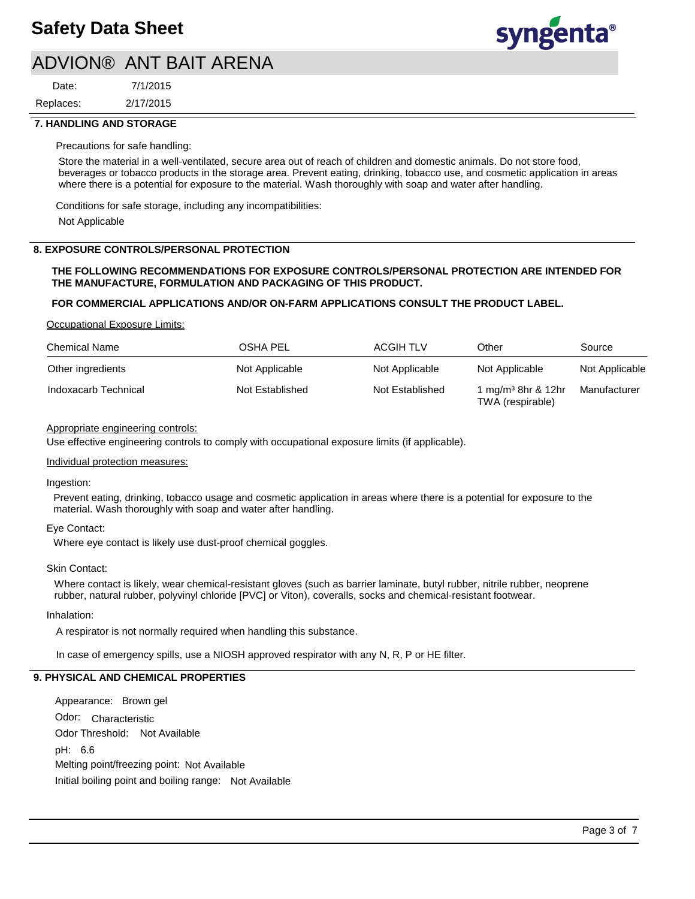## 7. HANDLING AND STORAGE

Precautions for safe handling:

Store the material in a well-ventilated, secure area out of reach of children and domestic animals. Do not store food, beverages or tobacco products in the storage area. Prevent eating, drinking, tobacco use, and cosmetic application in areas where there is a potential for exposure to the material. Wash thoroughly with soap and water after handling.

Conditions for safe storage, including any incompatibilities:

Not Applicable

## 8. EXPOSURE CONTROLS/PERSONAL PROTECTION

**THE FOLLOWING RECOMMENDATIONS FOR EXPOSURE CONTROLS/PERSONAL PROTECTION ARE INTENDED FOR THE MANUFACTURE, FORMULATION AND PACKAGING OF THIS PRODUCT.**

**FOR COMMERCIAL APPLICATIONS AND/OR ON-FARM APPLICATIONS CONSULT THE PRODUCT LABEL.**

Occupational Exposure Limits:

| Chemical Name | OSHA PEL | ACGIH TLV | Other | Source |
|---|---|---|---|---|
| Other ingredients | Not Applicable | Not Applicable | Not Applicable | Not Applicable |
| Indoxacarb Technical | Not Established | Not Established | 1 $mg/m^3$ 8hr & 12hr TWA (respirable) | Manufacturer |

Appropriate engineering controls:

Use effective engineering controls to comply with occupational exposure limits (if applicable).

Individual protection measures:

Ingestion:

Prevent eating, drinking, tobacco usage and cosmetic application in areas where there is a potential for exposure to the material. Wash thoroughly with soap and water after handling.

Eye Contact:

Where eye contact is likely use dust-proof chemical goggles.

Skin Contact:

Where contact is likely, wear chemical-resistant gloves (such as barrier laminate, butyl rubber, nitrile rubber, neoprene rubber, natural rubber, polyvinyl chloride [PVC] or Viton), coveralls, socks and chemical-resistant footwear.

Inhalation:

A respirator is not normally required when handling this substance.

In case of emergency spills, use a NIOSH approved respirator with any N, R, P or HE filter.

## 9. PHYSICAL AND CHEMICAL PROPERTIES

Appearance: Brown gel

Odor: Characteristic

Odor Threshold: Not Available

pH: 6.6

Melting point/freezing point: Not Available

Initial boiling point and boiling range: Not Available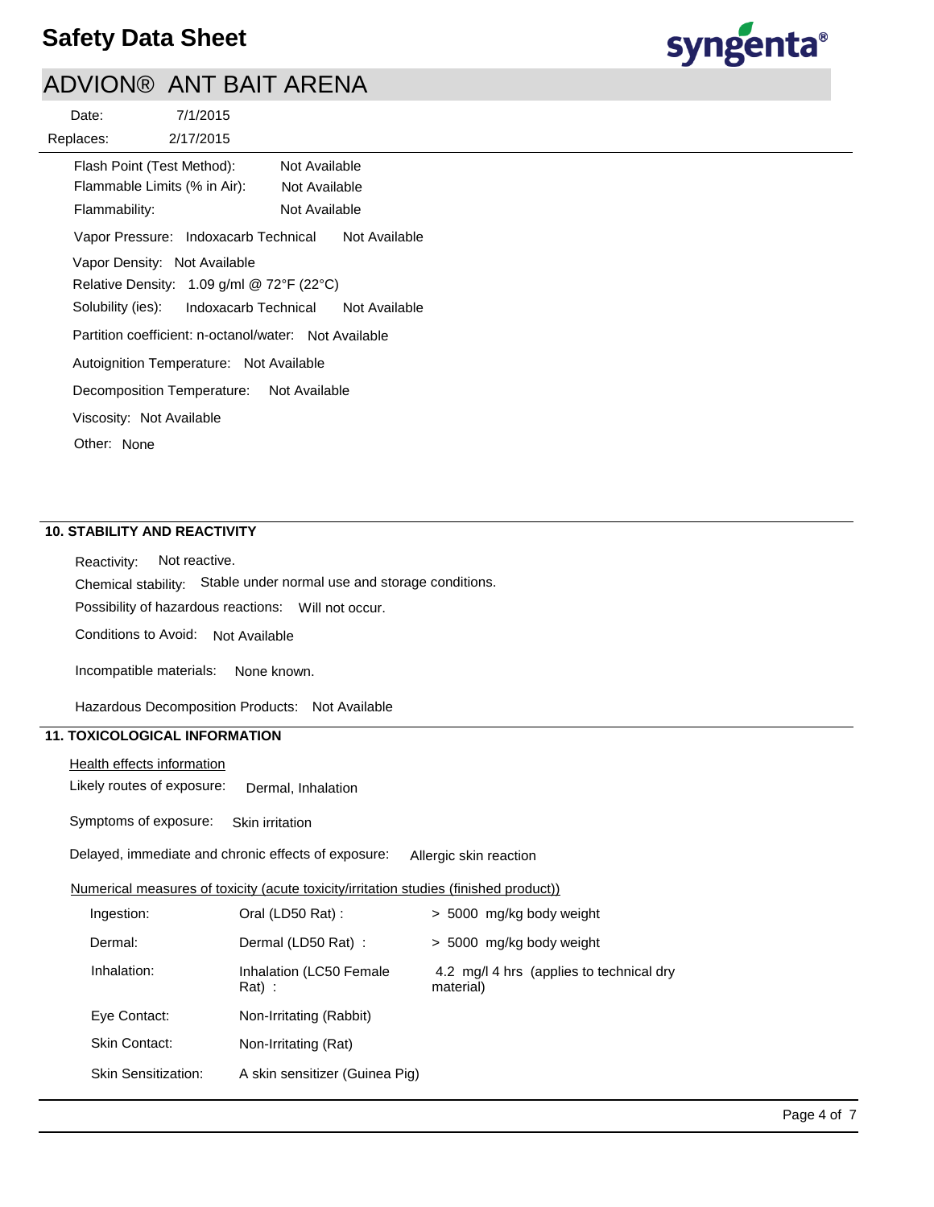Flash Point (Test Method): Not Available

Flammable Limits (% in Air): Not Available

Flammability: Not Available

Vapor Pressure: Indoxacarb Technical Not Available

Vapor Density: Not Available

Relative Density: 1.09 g/ml @ 72°F (22°C)

Solubility (ies): Indoxacarb Technical Not Available

Partition coefficient: n-octanol/water: Not Available

Autoignition Temperature: Not Available

Decomposition Temperature: Not Available

Viscosity: Not Available

Other: None

## 10. STABILITY AND REACTIVITY

Reactivity: Not reactive.

Chemical stability: Stable under normal use and storage conditions.

Possibility of hazardous reactions: Will not occur.

Conditions to Avoid: Not Available

Incompatible materials: None known.

Hazardous Decomposition Products: Not Available

## 11. TOXICOLOGICAL INFORMATION

Health effects information

Likely routes of exposure: Dermal, Inhalation

Symptoms of exposure: Skin irritation

Delayed, immediate and chronic effects of exposure: Allergic skin reaction

Numerical measures of toxicity (acute toxicity/irritation studies (finished product))

| | | |
|---|---|---|
| Ingestion: | Oral (LD50 Rat) : | > 5000 mg/kg body weight |
| Dermal: | Dermal (LD50 Rat) : | > 5000 mg/kg body weight |
| Inhalation: | Inhalation (LC50 Female Rat) : | 4.2 mg/l 4 hrs (applies to technical dry material) |
| Eye Contact: | Non-Irritating (Rabbit) | |
| Skin Contact: | Non-Irritating (Rat) | |
| Skin Sensitization: | A skin sensitizer (Guinea Pig) | |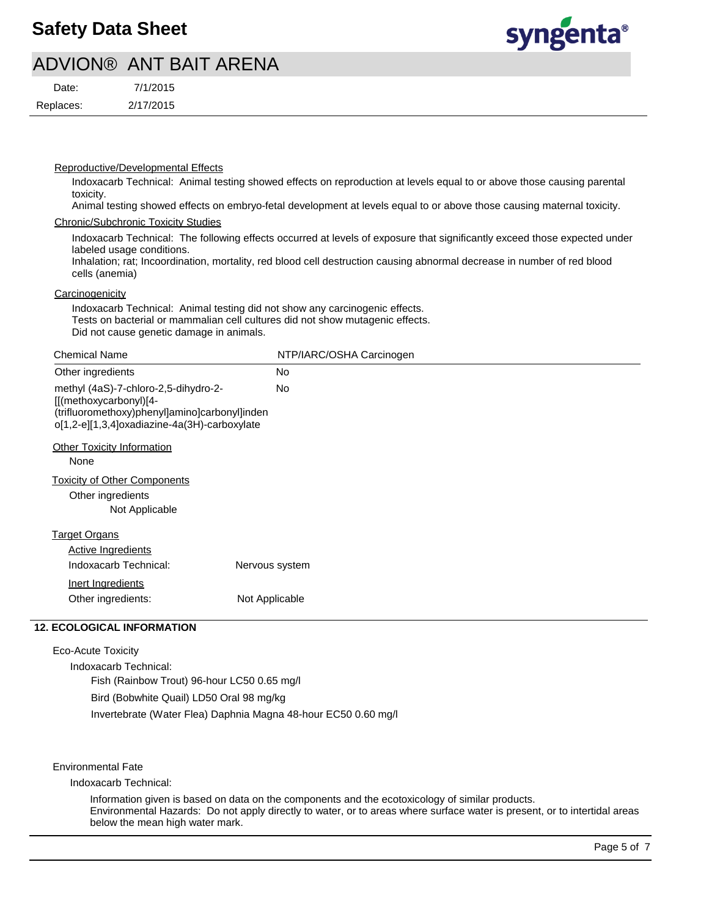Reproductive/Developmental Effects

Indoxacarb Technical: Animal testing showed effects on reproduction at levels equal to or above those causing parental toxicity.
Animal testing showed effects on embryo-fetal development at levels equal to or above those causing maternal toxicity.

Chronic/Subchronic Toxicity Studies

Indoxacarb Technical: The following effects occurred at levels of exposure that significantly exceed those expected under labeled usage conditions.
Inhalation; rat; Incoordination, mortality, red blood cell destruction causing abnormal decrease in number of red blood cells (anemia)

Carcinogenicity

Indoxacarb Technical: Animal testing did not show any carcinogenic effects.
Tests on bacterial or mammalian cell cultures did not show mutagenic effects.
Did not cause genetic damage in animals.

| Chemical Name | NTP/IARC/OSHA Carcinogen |
|---|---|
| Other ingredients | No |
| methyl (4aS)-7-chloro-2,5-dihydro-2-[[(methoxycarbonyl)[4-(trifluoromethoxy)phenyl]amino]carbonyl]indeno[1,2-e][1,3,4]oxadiazine-4a(3H)-carboxylate | No |

Other Toxicity Information

None

Toxicity of Other Components

Other ingredients
Not Applicable

Target Organs

Active Ingredients

Indoxacarb Technical: Nervous system

Inert Ingredients

Other ingredients: Not Applicable

## 12. ECOLOGICAL INFORMATION

Eco-Acute Toxicity

Indoxacarb Technical:

Fish (Rainbow Trout) 96-hour LC50 0.65 mg/l

Bird (Bobwhite Quail) LD50 Oral 98 mg/kg

Invertebrate (Water Flea) Daphnia Magna 48-hour EC50 0.60 mg/l

Environmental Fate

Indoxacarb Technical:

Information given is based on data on the components and the ecotoxicology of similar products.
Environmental Hazards: Do not apply directly to water, or to areas where surface water is present, or to intertidal areas below the mean high water mark.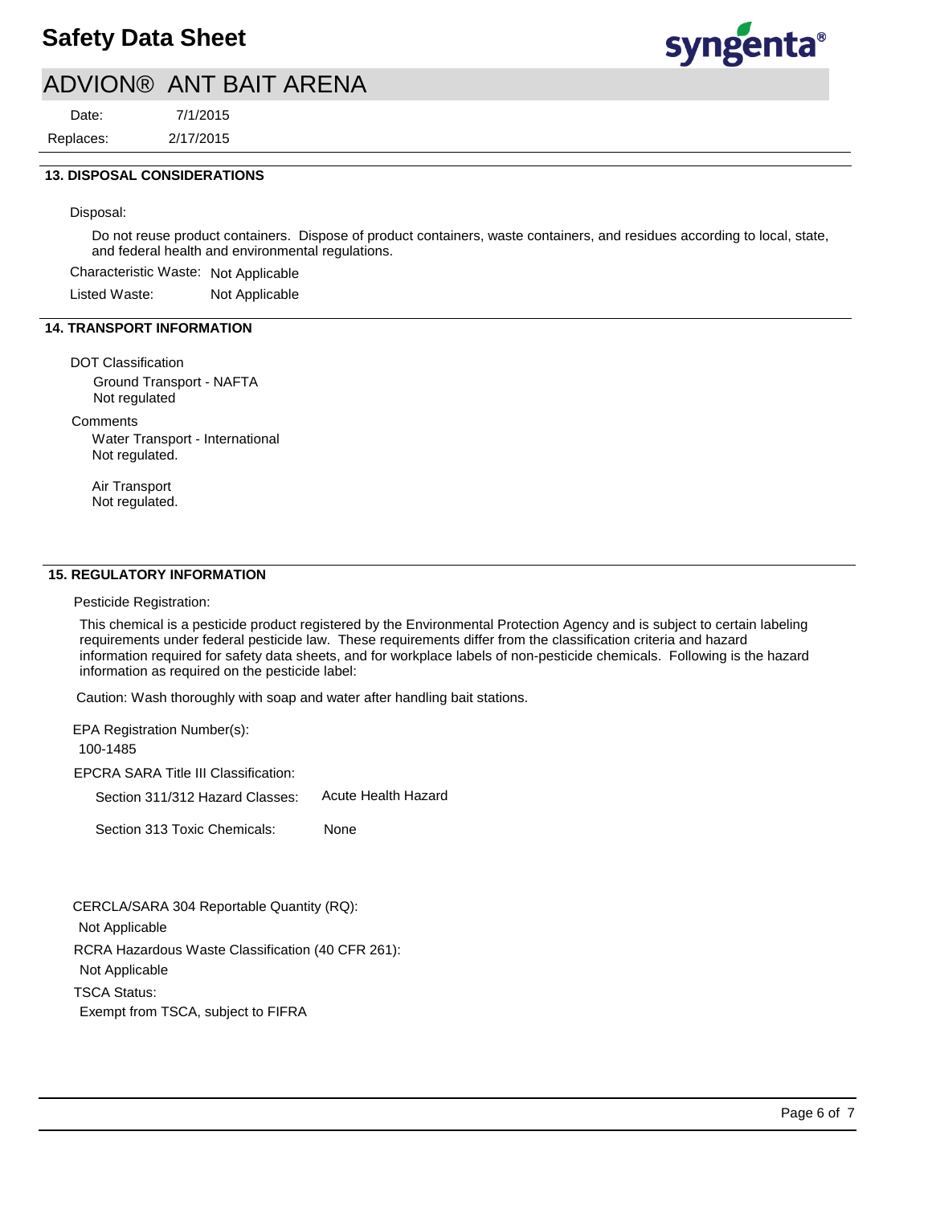## 13. DISPOSAL CONSIDERATIONS

Disposal:

Do not reuse product containers. Dispose of product containers, waste containers, and residues according to local, state, and federal health and environmental regulations.

Characteristic Waste: Not Applicable

Listed Waste: Not Applicable

## 14. TRANSPORT INFORMATION

DOT Classification

Ground Transport - NAFTA
Not regulated

Comments

Water Transport - International
Not regulated.

Air Transport
Not regulated.

## 15. REGULATORY INFORMATION

Pesticide Registration:

This chemical is a pesticide product registered by the Environmental Protection Agency and is subject to certain labeling requirements under federal pesticide law. These requirements differ from the classification criteria and hazard information required for safety data sheets, and for workplace labels of non-pesticide chemicals. Following is the hazard information as required on the pesticide label:

Caution: Wash thoroughly with soap and water after handling bait stations.

EPA Registration Number(s):

100-1485

EPCRA SARA Title III Classification:

Section 311/312 Hazard Classes: Acute Health Hazard

Section 313 Toxic Chemicals: None

CERCLA/SARA 304 Reportable Quantity (RQ):

Not Applicable

RCRA Hazardous Waste Classification (40 CFR 261):

Not Applicable

TSCA Status:

Exempt from TSCA, subject to FIFRA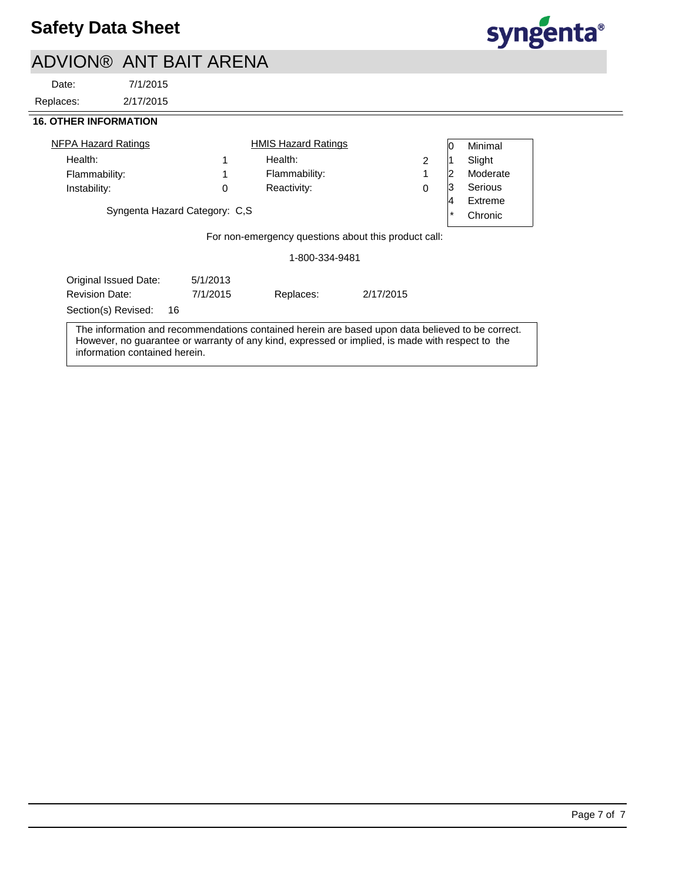## 16. OTHER INFORMATION

| NFPA Hazard Ratings | | HMIS Hazard Ratings | | |
|---|---|---|---|---|
| Health: | 1 | Health: | 2 | |
| Flammability: | 1 | Flammability: | 1 | |
| Instability: | 0 | Reactivity: | 0 | |

| | |
|---|---|
| 0 | Minimal |
| 1 | Slight |
| 2 | Moderate |
| 3 | Serious |
| 4 | Extreme |
| * | Chronic |

Syngenta Hazard Category: C,S

For non-emergency questions about this product call:

1-800-334-9481

Original Issued Date: 5/1/2013

Revision Date: 7/1/2015 Replaces: 2/17/2015

Section(s) Revised: 16

The information and recommendations contained herein are based upon data believed to be correct. However, no guarantee or warranty of any kind, expressed or implied, is made with respect to the information contained herein.